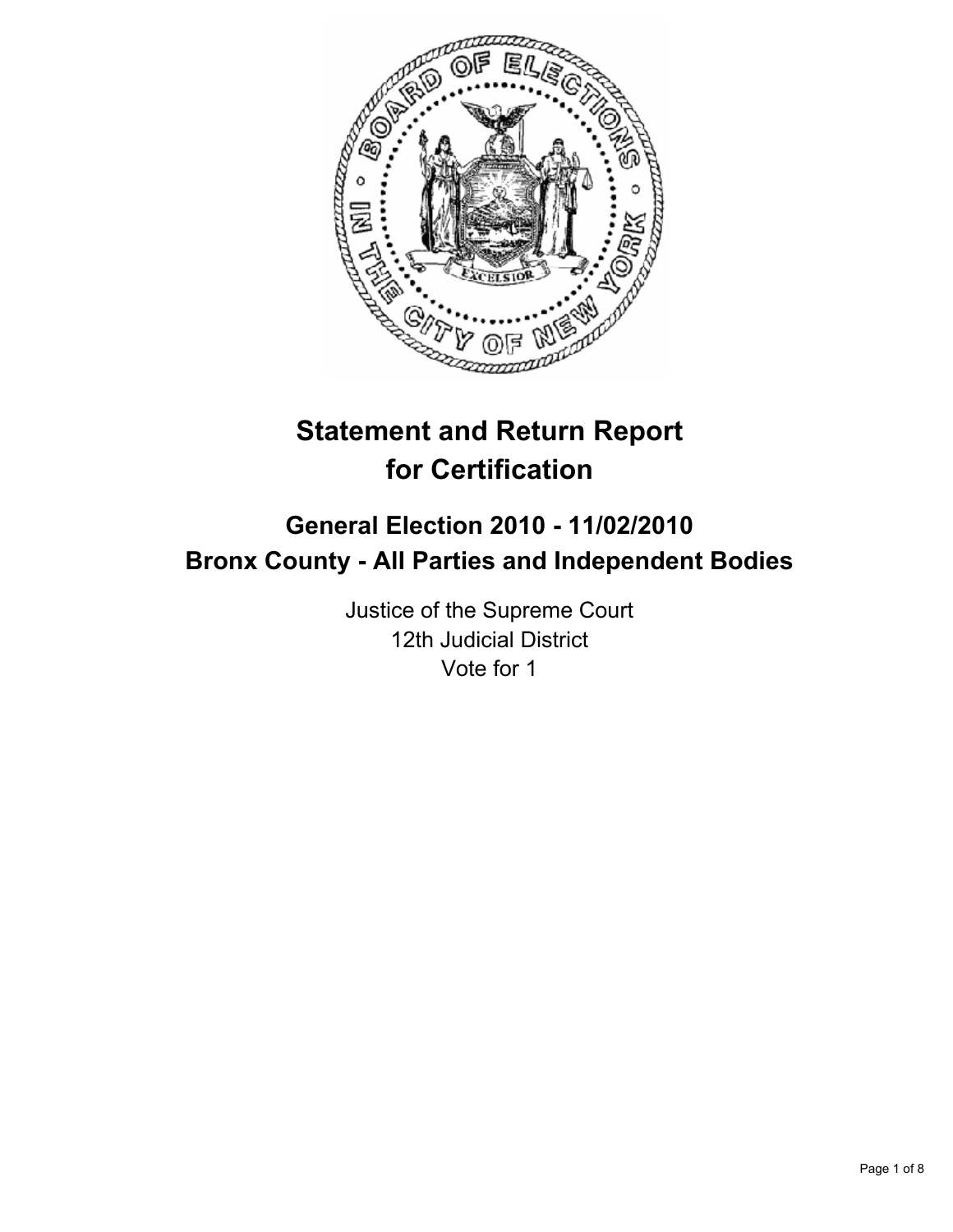# Statement and Return Report for Certification

## General Election 2010 - 11/02/2010
## Bronx County - All Parties and Independent Bodies

Justice of the Supreme Court
12th Judicial District
Vote for 1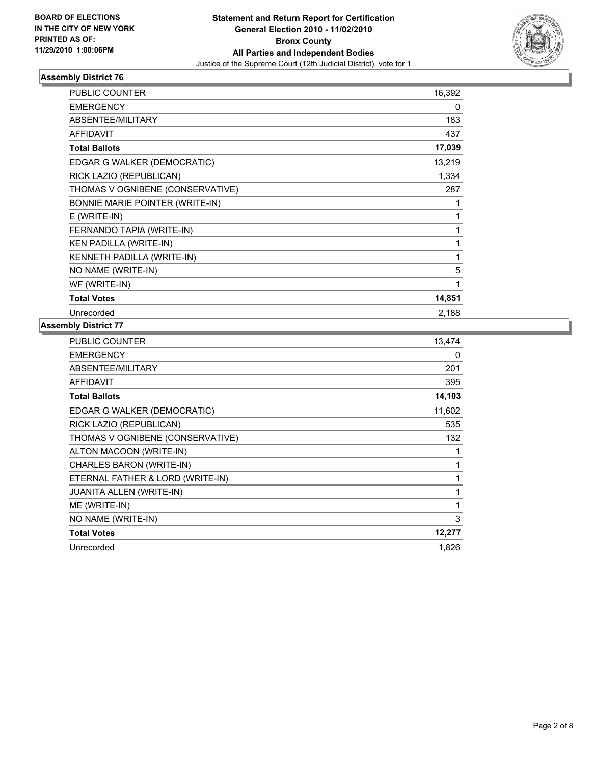**Statement and Return Report for Certification**
**General Election 2010 - 11/02/2010**
**Bronx County**
**All Parties and Independent Bodies**
Justice of the Supreme Court (12th Judicial District), vote for 1

BOARD OF ELECTIONS
IN THE CITY OF NEW YORK
PRINTED AS OF:
11/29/2010 1:00:06PM

## Assembly District 76

| | |
|---|---|
| PUBLIC COUNTER | 16,392 |
| EMERGENCY | 0 |
| ABSENTEE/MILITARY | 183 |
| AFFIDAVIT | 437 |
| **Total Ballots** | **17,039** |
| EDGAR G WALKER (DEMOCRATIC) | 13,219 |
| RICK LAZIO (REPUBLICAN) | 1,334 |
| THOMAS V OGNIBENE (CONSERVATIVE) | 287 |
| BONNIE MARIE POINTER (WRITE-IN) | 1 |
| E (WRITE-IN) | 1 |
| FERNANDO TAPIA (WRITE-IN) | 1 |
| KEN PADILLA (WRITE-IN) | 1 |
| KENNETH PADILLA (WRITE-IN) | 1 |
| NO NAME (WRITE-IN) | 5 |
| WF (WRITE-IN) | 1 |
| **Total Votes** | **14,851** |
| Unrecorded | 2,188 |

## Assembly District 77

| | |
|---|---|
| PUBLIC COUNTER | 13,474 |
| EMERGENCY | 0 |
| ABSENTEE/MILITARY | 201 |
| AFFIDAVIT | 395 |
| **Total Ballots** | **14,103** |
| EDGAR G WALKER (DEMOCRATIC) | 11,602 |
| RICK LAZIO (REPUBLICAN) | 535 |
| THOMAS V OGNIBENE (CONSERVATIVE) | 132 |
| ALTON MACOON (WRITE-IN) | 1 |
| CHARLES BARON (WRITE-IN) | 1 |
| ETERNAL FATHER & LORD (WRITE-IN) | 1 |
| JUANITA ALLEN (WRITE-IN) | 1 |
| ME (WRITE-IN) | 1 |
| NO NAME (WRITE-IN) | 3 |
| **Total Votes** | **12,277** |
| Unrecorded | 1,826 |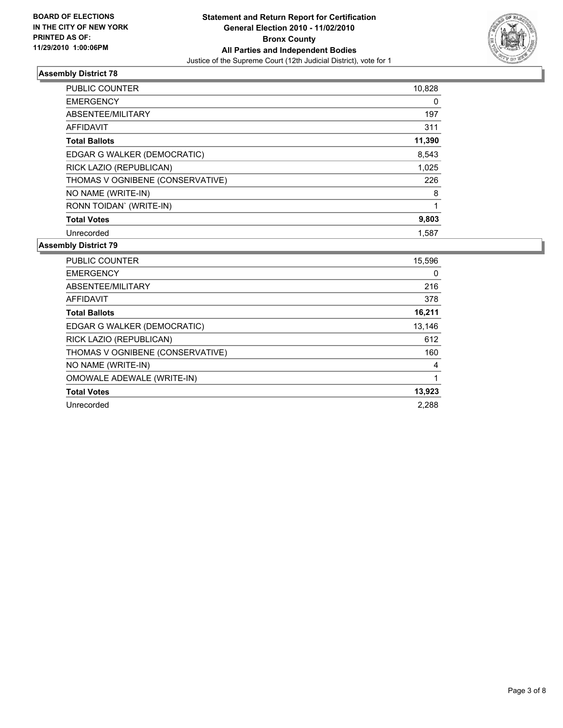**BOARD OF ELECTIONS IN THE CITY OF NEW YORK PRINTED AS OF: 11/29/2010 1:00:06PM**

**Statement and Return Report for Certification**
**General Election 2010 - 11/02/2010**
**Bronx County**
**All Parties and Independent Bodies**
Justice of the Supreme Court (12th Judicial District), vote for 1

## Assembly District 78

| | |
|---|---|
| PUBLIC COUNTER | 10,828 |
| EMERGENCY | 0 |
| ABSENTEE/MILITARY | 197 |
| AFFIDAVIT | 311 |
| **Total Ballots** | **11,390** |
| EDGAR G WALKER (DEMOCRATIC) | 8,543 |
| RICK LAZIO (REPUBLICAN) | 1,025 |
| THOMAS V OGNIBENE (CONSERVATIVE) | 226 |
| NO NAME (WRITE-IN) | 8 |
| RONN TOIDAN` (WRITE-IN) | 1 |
| **Total Votes** | **9,803** |
| Unrecorded | 1,587 |

## Assembly District 79

| | |
|---|---|
| PUBLIC COUNTER | 15,596 |
| EMERGENCY | 0 |
| ABSENTEE/MILITARY | 216 |
| AFFIDAVIT | 378 |
| **Total Ballots** | **16,211** |
| EDGAR G WALKER (DEMOCRATIC) | 13,146 |
| RICK LAZIO (REPUBLICAN) | 612 |
| THOMAS V OGNIBENE (CONSERVATIVE) | 160 |
| NO NAME (WRITE-IN) | 4 |
| OMOWALE ADEWALE (WRITE-IN) | 1 |
| **Total Votes** | **13,923** |
| Unrecorded | 2,288 |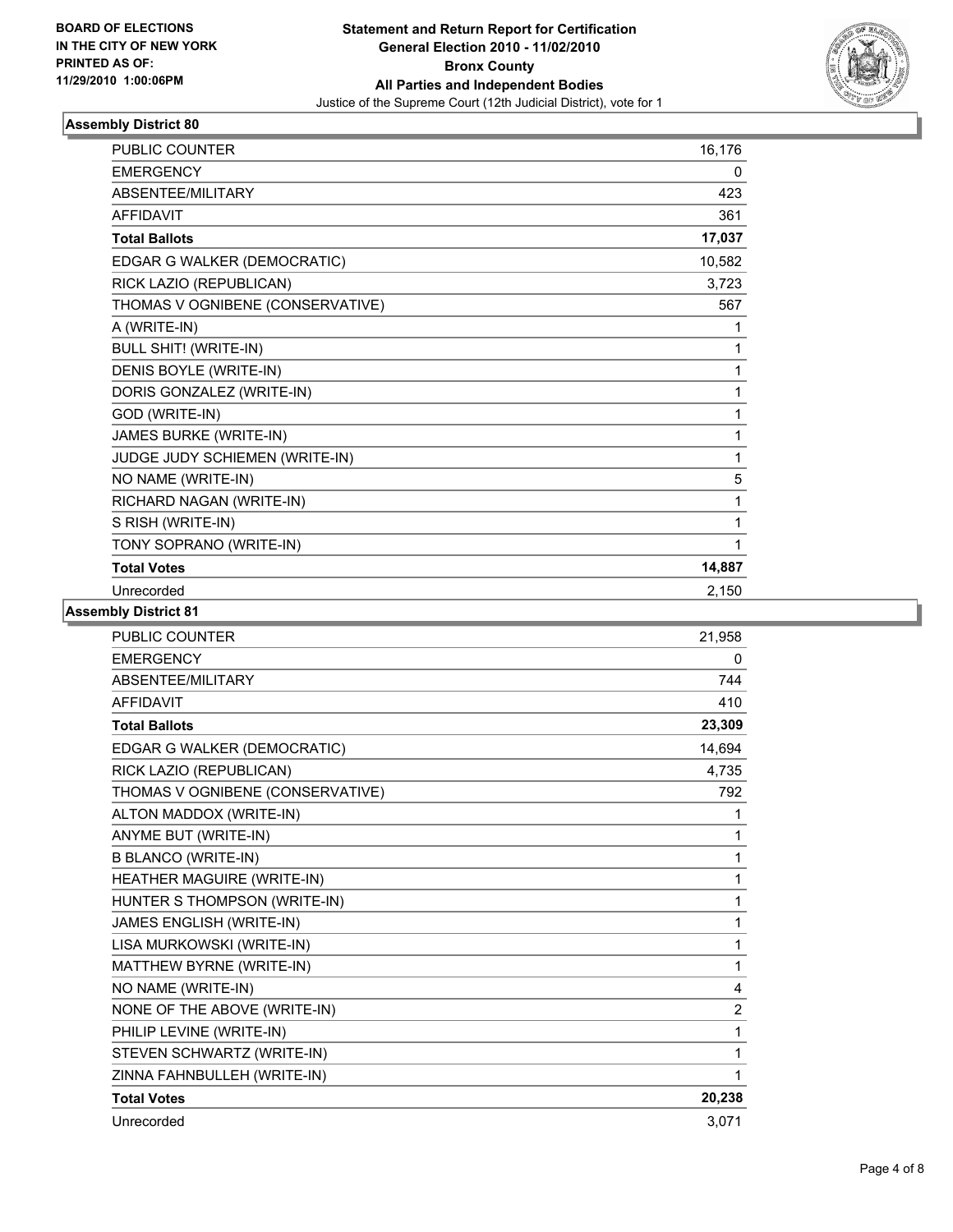**BOARD OF ELECTIONS IN THE CITY OF NEW YORK PRINTED AS OF: 11/29/2010 1:00:06PM**

# Statement and Return Report for Certification
## General Election 2010 - 11/02/2010
## Bronx County
## All Parties and Independent Bodies
Justice of the Supreme Court (12th Judicial District), vote for 1

### Assembly District 80

| | |
|---|---|
| PUBLIC COUNTER | 16,176 |
| EMERGENCY | 0 |
| ABSENTEE/MILITARY | 423 |
| AFFIDAVIT | 361 |
| **Total Ballots** | **17,037** |
| EDGAR G WALKER (DEMOCRATIC) | 10,582 |
| RICK LAZIO (REPUBLICAN) | 3,723 |
| THOMAS V OGNIBENE (CONSERVATIVE) | 567 |
| A (WRITE-IN) | 1 |
| BULL SHIT! (WRITE-IN) | 1 |
| DENIS BOYLE (WRITE-IN) | 1 |
| DORIS GONZALEZ (WRITE-IN) | 1 |
| GOD (WRITE-IN) | 1 |
| JAMES BURKE (WRITE-IN) | 1 |
| JUDGE JUDY SCHIEMEN (WRITE-IN) | 1 |
| NO NAME (WRITE-IN) | 5 |
| RICHARD NAGAN (WRITE-IN) | 1 |
| S RISH (WRITE-IN) | 1 |
| TONY SOPRANO (WRITE-IN) | 1 |
| **Total Votes** | **14,887** |
| Unrecorded | 2,150 |

### Assembly District 81

| | |
|---|---|
| PUBLIC COUNTER | 21,958 |
| EMERGENCY | 0 |
| ABSENTEE/MILITARY | 744 |
| AFFIDAVIT | 410 |
| **Total Ballots** | **23,309** |
| EDGAR G WALKER (DEMOCRATIC) | 14,694 |
| RICK LAZIO (REPUBLICAN) | 4,735 |
| THOMAS V OGNIBENE (CONSERVATIVE) | 792 |
| ALTON MADDOX (WRITE-IN) | 1 |
| ANYME BUT (WRITE-IN) | 1 |
| B BLANCO (WRITE-IN) | 1 |
| HEATHER MAGUIRE (WRITE-IN) | 1 |
| HUNTER S THOMPSON (WRITE-IN) | 1 |
| JAMES ENGLISH (WRITE-IN) | 1 |
| LISA MURKOWSKI (WRITE-IN) | 1 |
| MATTHEW BYRNE (WRITE-IN) | 1 |
| NO NAME (WRITE-IN) | 4 |
| NONE OF THE ABOVE (WRITE-IN) | 2 |
| PHILIP LEVINE (WRITE-IN) | 1 |
| STEVEN SCHWARTZ (WRITE-IN) | 1 |
| ZINNA FAHNBULLEH (WRITE-IN) | 1 |
| **Total Votes** | **20,238** |
| Unrecorded | 3,071 |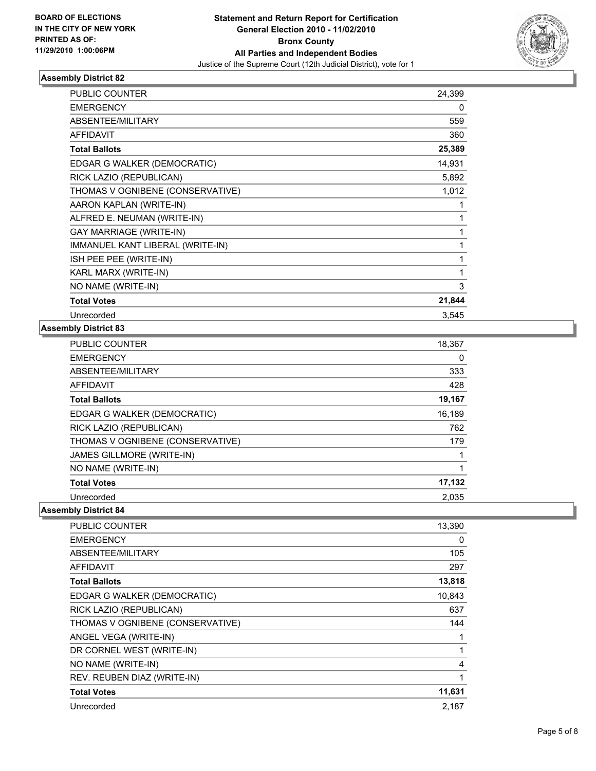**BOARD OF ELECTIONS IN THE CITY OF NEW YORK PRINTED AS OF: 11/29/2010 1:00:06PM**

# Statement and Return Report for Certification
## General Election 2010 - 11/02/2010
## Bronx County
## All Parties and Independent Bodies
Justice of the Supreme Court (12th Judicial District), vote for 1

### Assembly District 82

| | |
|---|---|
| PUBLIC COUNTER | 24,399 |
| EMERGENCY | 0 |
| ABSENTEE/MILITARY | 559 |
| AFFIDAVIT | 360 |
| **Total Ballots** | **25,389** |
| EDGAR G WALKER (DEMOCRATIC) | 14,931 |
| RICK LAZIO (REPUBLICAN) | 5,892 |
| THOMAS V OGNIBENE (CONSERVATIVE) | 1,012 |
| AARON KAPLAN (WRITE-IN) | 1 |
| ALFRED E. NEUMAN (WRITE-IN) | 1 |
| GAY MARRIAGE (WRITE-IN) | 1 |
| IMMANUEL KANT LIBERAL (WRITE-IN) | 1 |
| ISH PEE PEE (WRITE-IN) | 1 |
| KARL MARX (WRITE-IN) | 1 |
| NO NAME (WRITE-IN) | 3 |
| **Total Votes** | **21,844** |
| Unrecorded | 3,545 |

### Assembly District 83

| | |
|---|---|
| PUBLIC COUNTER | 18,367 |
| EMERGENCY | 0 |
| ABSENTEE/MILITARY | 333 |
| AFFIDAVIT | 428 |
| **Total Ballots** | **19,167** |
| EDGAR G WALKER (DEMOCRATIC) | 16,189 |
| RICK LAZIO (REPUBLICAN) | 762 |
| THOMAS V OGNIBENE (CONSERVATIVE) | 179 |
| JAMES GILLMORE (WRITE-IN) | 1 |
| NO NAME (WRITE-IN) | 1 |
| **Total Votes** | **17,132** |
| Unrecorded | 2,035 |

### Assembly District 84

| | |
|---|---|
| PUBLIC COUNTER | 13,390 |
| EMERGENCY | 0 |
| ABSENTEE/MILITARY | 105 |
| AFFIDAVIT | 297 |
| **Total Ballots** | **13,818** |
| EDGAR G WALKER (DEMOCRATIC) | 10,843 |
| RICK LAZIO (REPUBLICAN) | 637 |
| THOMAS V OGNIBENE (CONSERVATIVE) | 144 |
| ANGEL VEGA (WRITE-IN) | 1 |
| DR CORNEL WEST (WRITE-IN) | 1 |
| NO NAME (WRITE-IN) | 4 |
| REV. REUBEN DIAZ (WRITE-IN) | 1 |
| **Total Votes** | **11,631** |
| Unrecorded | 2,187 |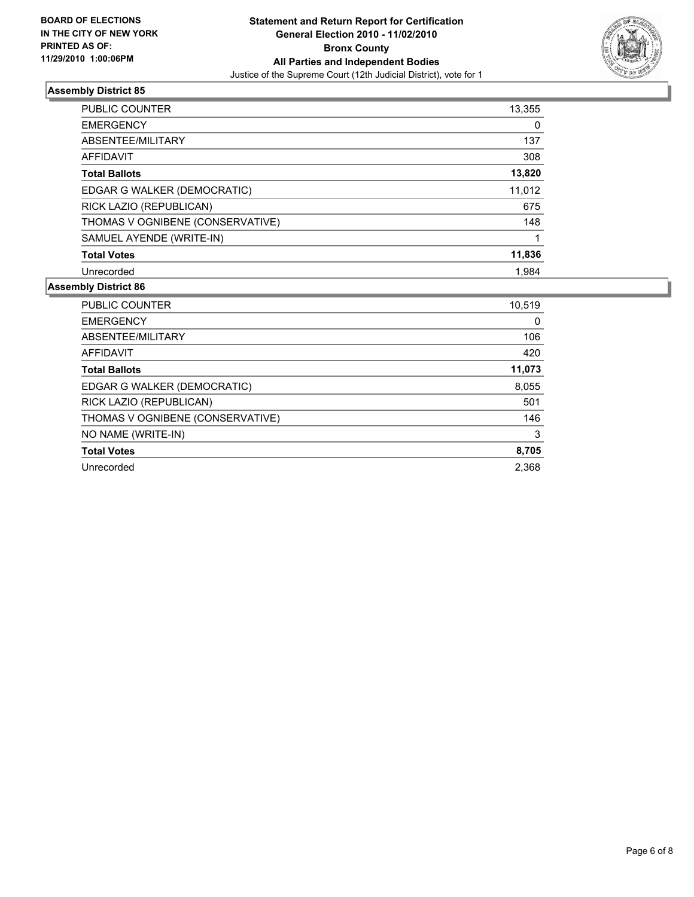**BOARD OF ELECTIONS IN THE CITY OF NEW YORK PRINTED AS OF: 11/29/2010 1:00:06PM**

**Statement and Return Report for Certification**
**General Election 2010 - 11/02/2010**
**Bronx County**
**All Parties and Independent Bodies**
Justice of the Supreme Court (12th Judicial District), vote for 1

### Assembly District 85

| | |
|---|---|
| PUBLIC COUNTER | 13,355 |
| EMERGENCY | 0 |
| ABSENTEE/MILITARY | 137 |
| AFFIDAVIT | 308 |
| **Total Ballots** | **13,820** |
| EDGAR G WALKER (DEMOCRATIC) | 11,012 |
| RICK LAZIO (REPUBLICAN) | 675 |
| THOMAS V OGNIBENE (CONSERVATIVE) | 148 |
| SAMUEL AYENDE (WRITE-IN) | 1 |
| **Total Votes** | **11,836** |
| Unrecorded | 1,984 |

### Assembly District 86

| | |
|---|---|
| PUBLIC COUNTER | 10,519 |
| EMERGENCY | 0 |
| ABSENTEE/MILITARY | 106 |
| AFFIDAVIT | 420 |
| **Total Ballots** | **11,073** |
| EDGAR G WALKER (DEMOCRATIC) | 8,055 |
| RICK LAZIO (REPUBLICAN) | 501 |
| THOMAS V OGNIBENE (CONSERVATIVE) | 146 |
| NO NAME (WRITE-IN) | 3 |
| **Total Votes** | **8,705** |
| Unrecorded | 2,368 |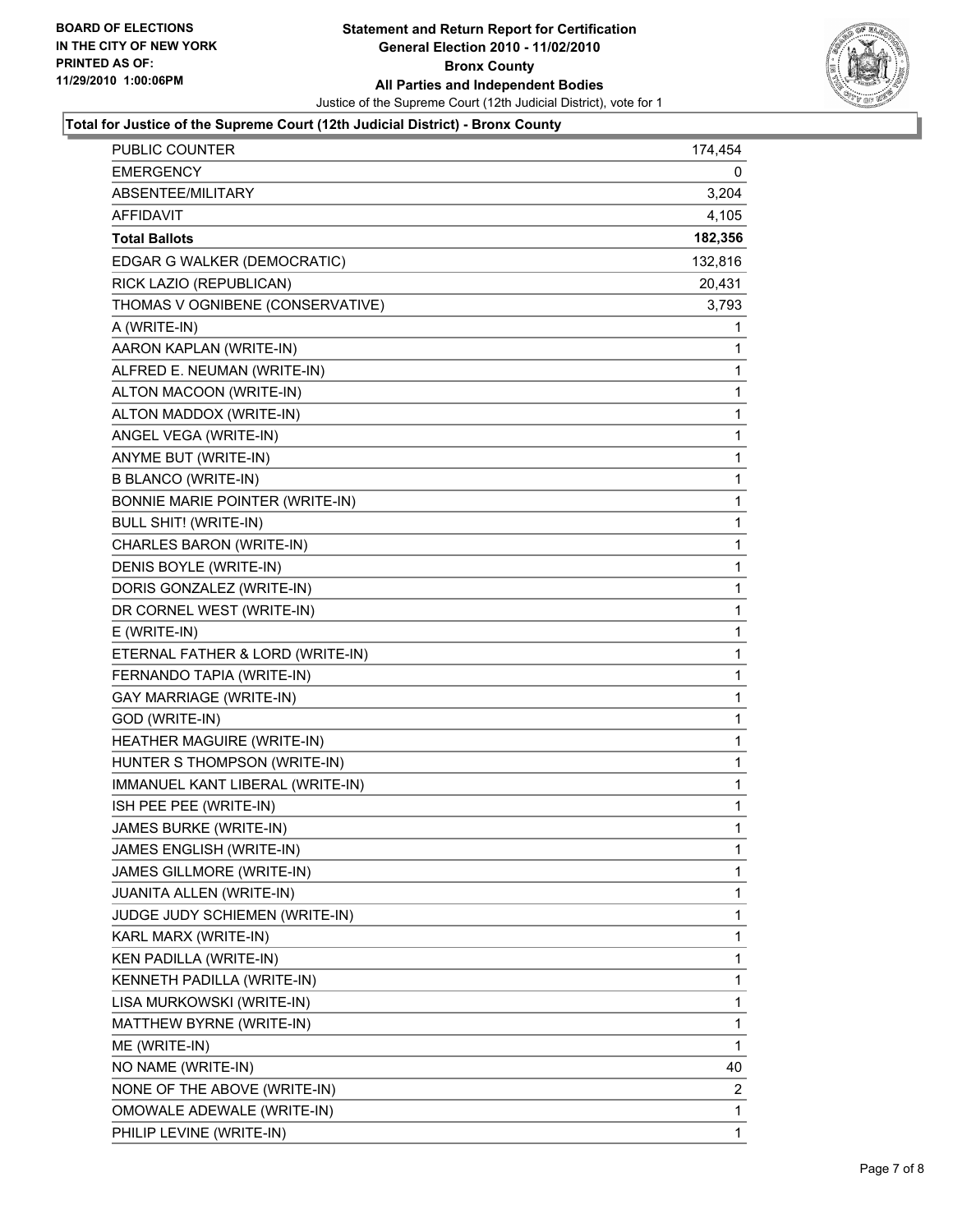**BOARD OF ELECTIONS IN THE CITY OF NEW YORK PRINTED AS OF: 11/29/2010 1:00:06PM**

# Statement and Return Report for Certification
## General Election 2010 - 11/02/2010
## Bronx County
## All Parties and Independent Bodies

Justice of the Supreme Court (12th Judicial District), vote for 1

### Total for Justice of the Supreme Court (12th Judicial District) - Bronx County

| | |
|---|---|
| PUBLIC COUNTER | 174,454 |
| EMERGENCY | 0 |
| ABSENTEE/MILITARY | 3,204 |
| AFFIDAVIT | 4,105 |
| **Total Ballots** | **182,356** |
| EDGAR G WALKER (DEMOCRATIC) | 132,816 |
| RICK LAZIO (REPUBLICAN) | 20,431 |
| THOMAS V OGNIBENE (CONSERVATIVE) | 3,793 |
| A (WRITE-IN) | 1 |
| AARON KAPLAN (WRITE-IN) | 1 |
| ALFRED E. NEUMAN (WRITE-IN) | 1 |
| ALTON MACOON (WRITE-IN) | 1 |
| ALTON MADDOX (WRITE-IN) | 1 |
| ANGEL VEGA (WRITE-IN) | 1 |
| ANYME BUT (WRITE-IN) | 1 |
| B BLANCO (WRITE-IN) | 1 |
| BONNIE MARIE POINTER (WRITE-IN) | 1 |
| BULL SHIT! (WRITE-IN) | 1 |
| CHARLES BARON (WRITE-IN) | 1 |
| DENIS BOYLE (WRITE-IN) | 1 |
| DORIS GONZALEZ (WRITE-IN) | 1 |
| DR CORNEL WEST (WRITE-IN) | 1 |
| E (WRITE-IN) | 1 |
| ETERNAL FATHER & LORD (WRITE-IN) | 1 |
| FERNANDO TAPIA (WRITE-IN) | 1 |
| GAY MARRIAGE (WRITE-IN) | 1 |
| GOD (WRITE-IN) | 1 |
| HEATHER MAGUIRE (WRITE-IN) | 1 |
| HUNTER S THOMPSON (WRITE-IN) | 1 |
| IMMANUEL KANT LIBERAL (WRITE-IN) | 1 |
| ISH PEE PEE (WRITE-IN) | 1 |
| JAMES BURKE (WRITE-IN) | 1 |
| JAMES ENGLISH (WRITE-IN) | 1 |
| JAMES GILLMORE (WRITE-IN) | 1 |
| JUANITA ALLEN (WRITE-IN) | 1 |
| JUDGE JUDY SCHIEMEN (WRITE-IN) | 1 |
| KARL MARX (WRITE-IN) | 1 |
| KEN PADILLA (WRITE-IN) | 1 |
| KENNETH PADILLA (WRITE-IN) | 1 |
| LISA MURKOWSKI (WRITE-IN) | 1 |
| MATTHEW BYRNE (WRITE-IN) | 1 |
| ME (WRITE-IN) | 1 |
| NO NAME (WRITE-IN) | 40 |
| NONE OF THE ABOVE (WRITE-IN) | 2 |
| OMOWALE ADEWALE (WRITE-IN) | 1 |
| PHILIP LEVINE (WRITE-IN) | 1 |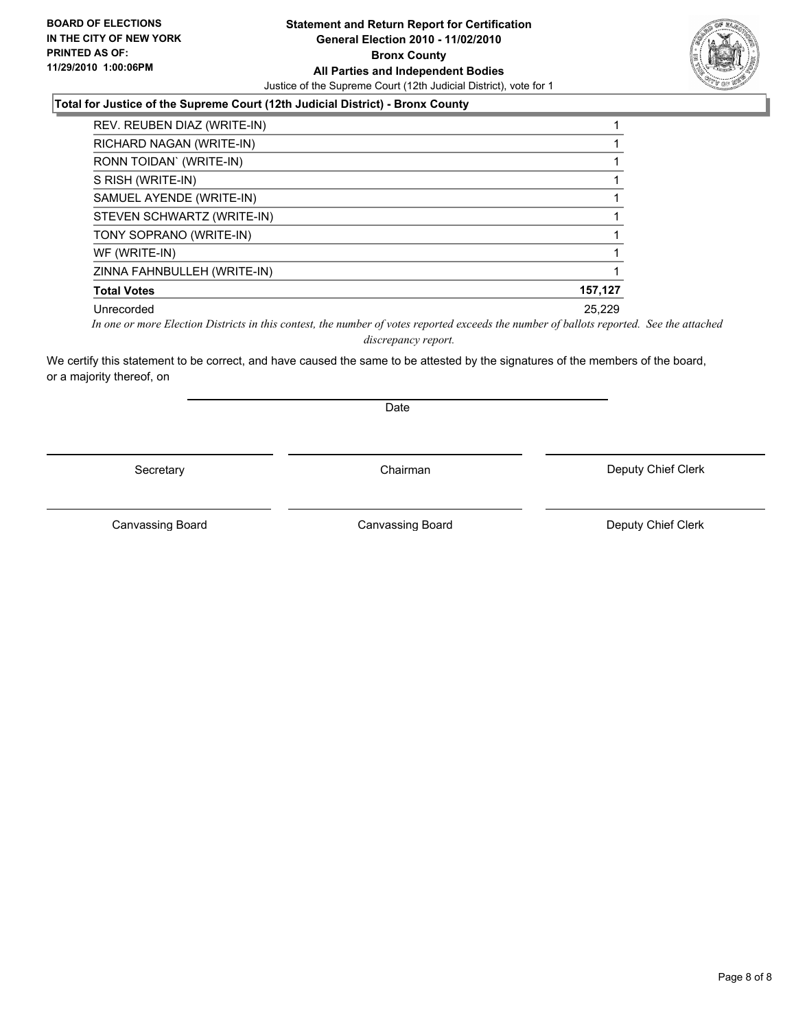**BOARD OF ELECTIONS IN THE CITY OF NEW YORK PRINTED AS OF: 11/29/2010 1:00:06PM**

**Statement and Return Report for Certification**
**General Election 2010 - 11/02/2010**
**Bronx County**
**All Parties and Independent Bodies**
Justice of the Supreme Court (12th Judicial District), vote for 1

### Total for Justice of the Supreme Court (12th Judicial District) - Bronx County

| | |
|---|---|
| REV. REUBEN DIAZ (WRITE-IN) | 1 |
| RICHARD NAGAN (WRITE-IN) | 1 |
| RONN TOIDAN` (WRITE-IN) | 1 |
| S RISH (WRITE-IN) | 1 |
| SAMUEL AYENDE (WRITE-IN) | 1 |
| STEVEN SCHWARTZ (WRITE-IN) | 1 |
| TONY SOPRANO (WRITE-IN) | 1 |
| WF (WRITE-IN) | 1 |
| ZINNA FAHNBULLEH (WRITE-IN) | 1 |
| **Total Votes** | **157,127** |
| Unrecorded | 25,229 |

*In one or more Election Districts in this contest, the number of votes reported exceeds the number of ballots reported. See the attached discrepancy report.*

We certify this statement to be correct, and have caused the same to be attested by the signatures of the members of the board, or a majority thereof, on

Date

Secretary | Chairman | Deputy Chief Clerk

Canvassing Board | Canvassing Board | Deputy Chief Clerk